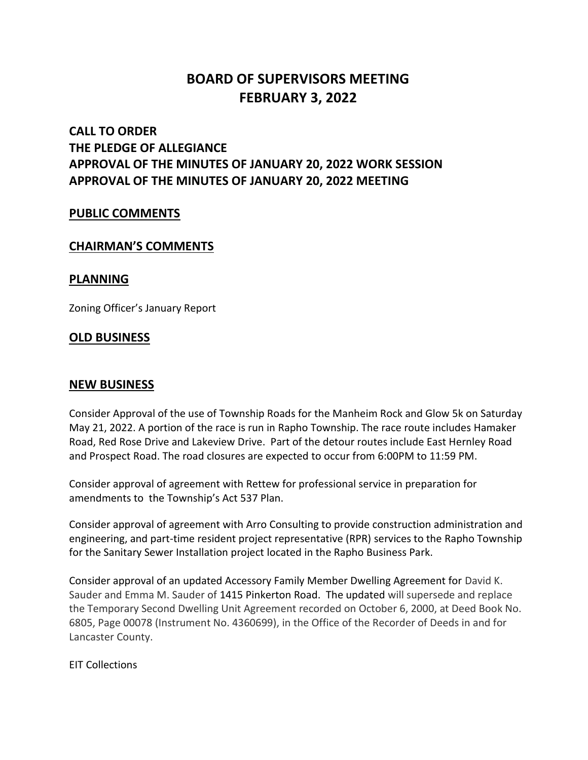# BOARD OF SUPERVISORS MEETING
# FEBRUARY 3, 2022

## CALL TO ORDER
## THE PLEDGE OF ALLEGIANCE
## APPROVAL OF THE MINUTES OF JANUARY 20, 2022 WORK SESSION
## APPROVAL OF THE MINUTES OF JANUARY 20, 2022 MEETING

## PUBLIC COMMENTS

## CHAIRMAN'S COMMENTS

## PLANNING

Zoning Officer's January Report

## OLD BUSINESS

## NEW BUSINESS

Consider Approval of the use of Township Roads for the Manheim Rock and Glow 5k on Saturday May 21, 2022. A portion of the race is run in Rapho Township. The race route includes Hamaker Road, Red Rose Drive and Lakeview Drive. Part of the detour routes include East Hernley Road and Prospect Road. The road closures are expected to occur from 6:00PM to 11:59 PM.

Consider approval of agreement with Rettew for professional service in preparation for amendments to the Township's Act 537 Plan.

Consider approval of agreement with Arro Consulting to provide construction administration and engineering, and part-time resident project representative (RPR) services to the Rapho Township for the Sanitary Sewer Installation project located in the Rapho Business Park.

Consider approval of an updated Accessory Family Member Dwelling Agreement for David K. Sauder and Emma M. Sauder of 1415 Pinkerton Road. The updated will supersede and replace the Temporary Second Dwelling Unit Agreement recorded on October 6, 2000, at Deed Book No. 6805, Page 00078 (Instrument No. 4360699), in the Office of the Recorder of Deeds in and for Lancaster County.

EIT Collections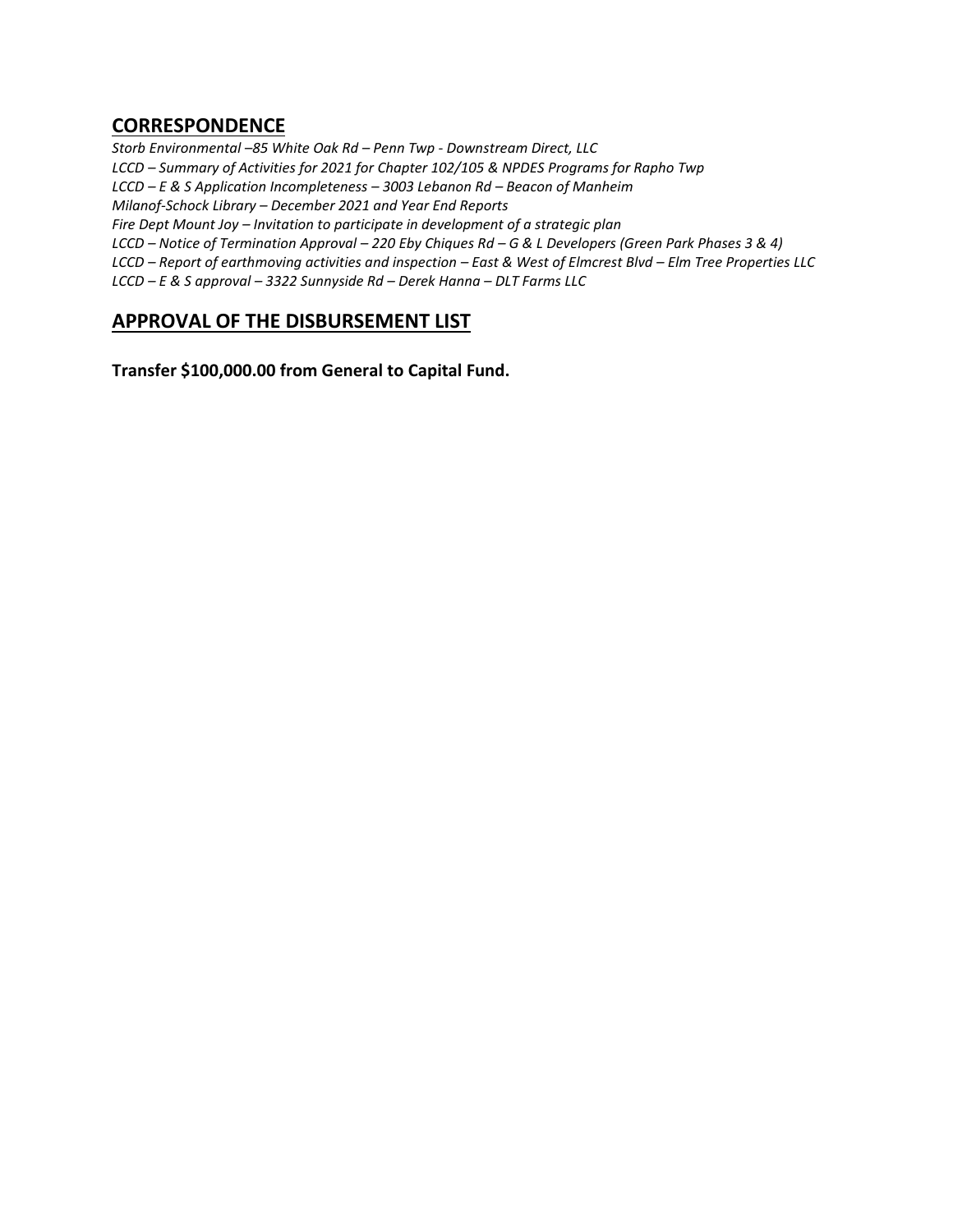## CORRESPONDENCE

*Storb Environmental –85 White Oak Rd – Penn Twp - Downstream Direct, LLC*
*LCCD – Summary of Activities for 2021 for Chapter 102/105 & NPDES Programs for Rapho Twp*
*LCCD – E & S Application Incompleteness – 3003 Lebanon Rd – Beacon of Manheim*
*Milanof-Schock Library – December 2021 and Year End Reports*
*Fire Dept Mount Joy – Invitation to participate in development of a strategic plan*
*LCCD – Notice of Termination Approval – 220 Eby Chiques Rd – G & L Developers (Green Park Phases 3 & 4)*
*LCCD – Report of earthmoving activities and inspection – East & West of Elmcrest Blvd – Elm Tree Properties LLC*
*LCCD – E & S approval – 3322 Sunnyside Rd – Derek Hanna – DLT Farms LLC*

## APPROVAL OF THE DISBURSEMENT LIST

**Transfer $100,000.00 from General to Capital Fund.**